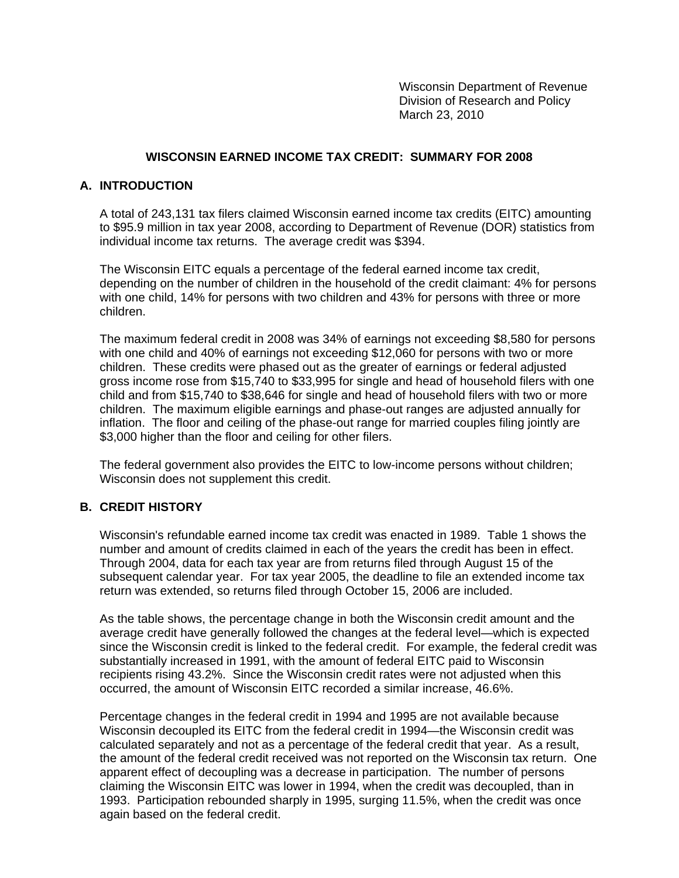Wisconsin Department of Revenue
Division of Research and Policy
March 23, 2010

# WISCONSIN EARNED INCOME TAX CREDIT: SUMMARY FOR 2008

## A. INTRODUCTION

A total of 243,131 tax filers claimed Wisconsin earned income tax credits (EITC) amounting to $95.9 million in tax year 2008, according to Department of Revenue (DOR) statistics from individual income tax returns. The average credit was $394.

The Wisconsin EITC equals a percentage of the federal earned income tax credit, depending on the number of children in the household of the credit claimant: 4% for persons with one child, 14% for persons with two children and 43% for persons with three or more children.

The maximum federal credit in 2008 was 34% of earnings not exceeding $8,580 for persons with one child and 40% of earnings not exceeding $12,060 for persons with two or more children. These credits were phased out as the greater of earnings or federal adjusted gross income rose from $15,740 to $33,995 for single and head of household filers with one child and from $15,740 to $38,646 for single and head of household filers with two or more children. The maximum eligible earnings and phase-out ranges are adjusted annually for inflation. The floor and ceiling of the phase-out range for married couples filing jointly are $3,000 higher than the floor and ceiling for other filers.

The federal government also provides the EITC to low-income persons without children; Wisconsin does not supplement this credit.

## B. CREDIT HISTORY

Wisconsin's refundable earned income tax credit was enacted in 1989. Table 1 shows the number and amount of credits claimed in each of the years the credit has been in effect. Through 2004, data for each tax year are from returns filed through August 15 of the subsequent calendar year. For tax year 2005, the deadline to file an extended income tax return was extended, so returns filed through October 15, 2006 are included.

As the table shows, the percentage change in both the Wisconsin credit amount and the average credit have generally followed the changes at the federal level—which is expected since the Wisconsin credit is linked to the federal credit. For example, the federal credit was substantially increased in 1991, with the amount of federal EITC paid to Wisconsin recipients rising 43.2%. Since the Wisconsin credit rates were not adjusted when this occurred, the amount of Wisconsin EITC recorded a similar increase, 46.6%.

Percentage changes in the federal credit in 1994 and 1995 are not available because Wisconsin decoupled its EITC from the federal credit in 1994—the Wisconsin credit was calculated separately and not as a percentage of the federal credit that year. As a result, the amount of the federal credit received was not reported on the Wisconsin tax return. One apparent effect of decoupling was a decrease in participation. The number of persons claiming the Wisconsin EITC was lower in 1994, when the credit was decoupled, than in 1993. Participation rebounded sharply in 1995, surging 11.5%, when the credit was once again based on the federal credit.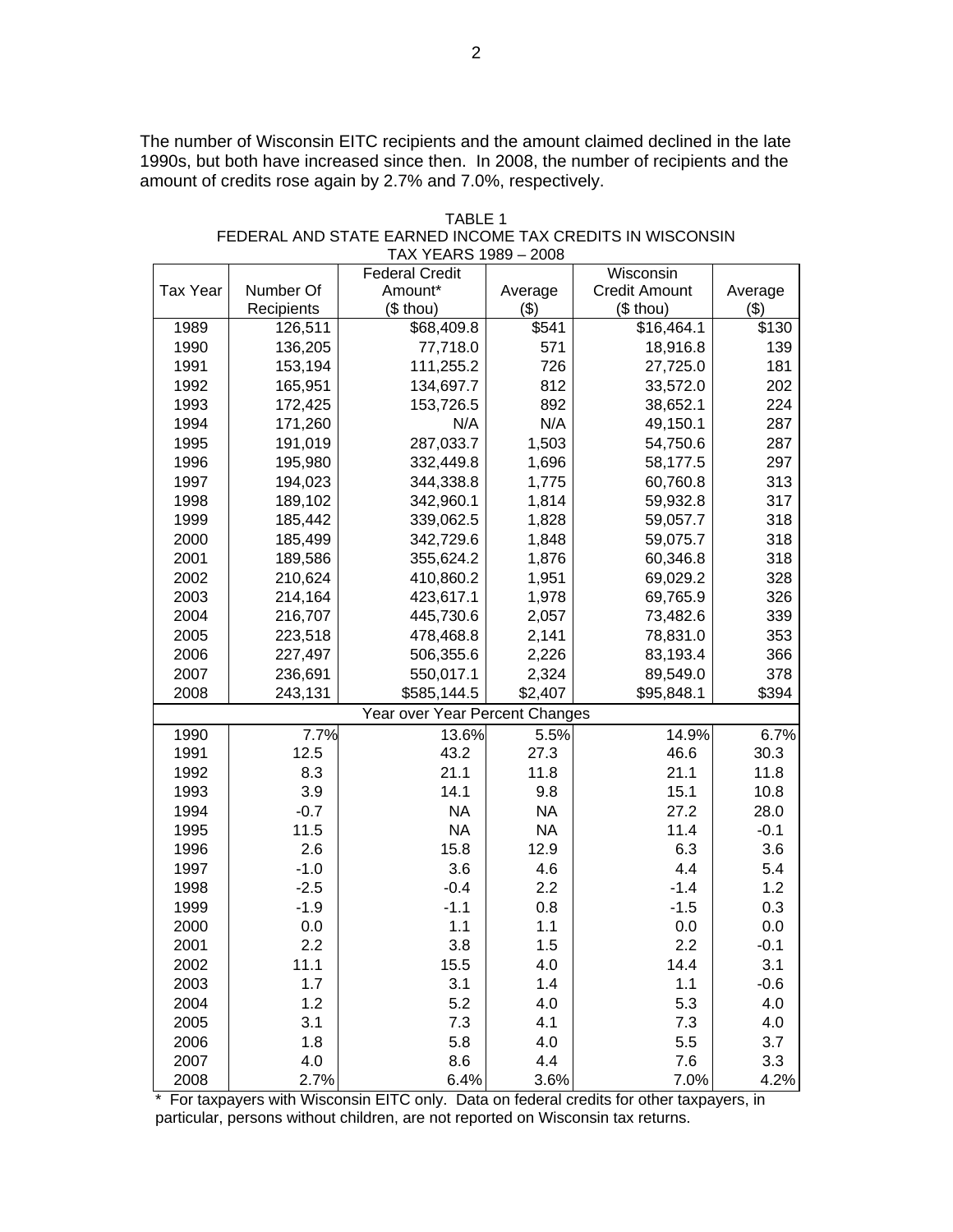The number of Wisconsin EITC recipients and the amount claimed declined in the late 1990s, but both have increased since then. In 2008, the number of recipients and the amount of credits rose again by 2.7% and 7.0%, respectively.

TABLE 1
FEDERAL AND STATE EARNED INCOME TAX CREDITS IN WISCONSIN
TAX YEARS 1989 – 2008

| Tax Year | Number Of Recipients | Federal Credit Amount* ($ thou) | Average ($) | Wisconsin Credit Amount ($ thou) | Average ($) |
|---|---|---|---|---|---|
| 1989 | 126,511 | $68,409.8 | $541 | $16,464.1 | $130 |
| 1990 | 136,205 | 77,718.0 | 571 | 18,916.8 | 139 |
| 1991 | 153,194 | 111,255.2 | 726 | 27,725.0 | 181 |
| 1992 | 165,951 | 134,697.7 | 812 | 33,572.0 | 202 |
| 1993 | 172,425 | 153,726.5 | 892 | 38,652.1 | 224 |
| 1994 | 171,260 | N/A | N/A | 49,150.1 | 287 |
| 1995 | 191,019 | 287,033.7 | 1,503 | 54,750.6 | 287 |
| 1996 | 195,980 | 332,449.8 | 1,696 | 58,177.5 | 297 |
| 1997 | 194,023 | 344,338.8 | 1,775 | 60,760.8 | 313 |
| 1998 | 189,102 | 342,960.1 | 1,814 | 59,932.8 | 317 |
| 1999 | 185,442 | 339,062.5 | 1,828 | 59,057.7 | 318 |
| 2000 | 185,499 | 342,729.6 | 1,848 | 59,075.7 | 318 |
| 2001 | 189,586 | 355,624.2 | 1,876 | 60,346.8 | 318 |
| 2002 | 210,624 | 410,860.2 | 1,951 | 69,029.2 | 328 |
| 2003 | 214,164 | 423,617.1 | 1,978 | 69,765.9 | 326 |
| 2004 | 216,707 | 445,730.6 | 2,057 | 73,482.6 | 339 |
| 2005 | 223,518 | 478,468.8 | 2,141 | 78,831.0 | 353 |
| 2006 | 227,497 | 506,355.6 | 2,226 | 83,193.4 | 366 |
| 2007 | 236,691 | 550,017.1 | 2,324 | 89,549.0 | 378 |
| 2008 | 243,131 | $585,144.5 | $2,407 | $95,848.1 | $394 |
| | | Year over Year Percent Changes | | | |
| 1990 | 7.7% | 13.6% | 5.5% | 14.9% | 6.7% |
| 1991 | 12.5 | 43.2 | 27.3 | 46.6 | 30.3 |
| 1992 | 8.3 | 21.1 | 11.8 | 21.1 | 11.8 |
| 1993 | 3.9 | 14.1 | 9.8 | 15.1 | 10.8 |
| 1994 | -0.7 | NA | NA | 27.2 | 28.0 |
| 1995 | 11.5 | NA | NA | 11.4 | -0.1 |
| 1996 | 2.6 | 15.8 | 12.9 | 6.3 | 3.6 |
| 1997 | -1.0 | 3.6 | 4.6 | 4.4 | 5.4 |
| 1998 | -2.5 | -0.4 | 2.2 | -1.4 | 1.2 |
| 1999 | -1.9 | -1.1 | 0.8 | -1.5 | 0.3 |
| 2000 | 0.0 | 1.1 | 1.1 | 0.0 | 0.0 |
| 2001 | 2.2 | 3.8 | 1.5 | 2.2 | -0.1 |
| 2002 | 11.1 | 15.5 | 4.0 | 14.4 | 3.1 |
| 2003 | 1.7 | 3.1 | 1.4 | 1.1 | -0.6 |
| 2004 | 1.2 | 5.2 | 4.0 | 5.3 | 4.0 |
| 2005 | 3.1 | 7.3 | 4.1 | 7.3 | 4.0 |
| 2006 | 1.8 | 5.8 | 4.0 | 5.5 | 3.7 |
| 2007 | 4.0 | 8.6 | 4.4 | 7.6 | 3.3 |
| 2008 | 2.7% | 6.4% | 3.6% | 7.0% | 4.2% |

* For taxpayers with Wisconsin EITC only. Data on federal credits for other taxpayers, in particular, persons without children, are not reported on Wisconsin tax returns.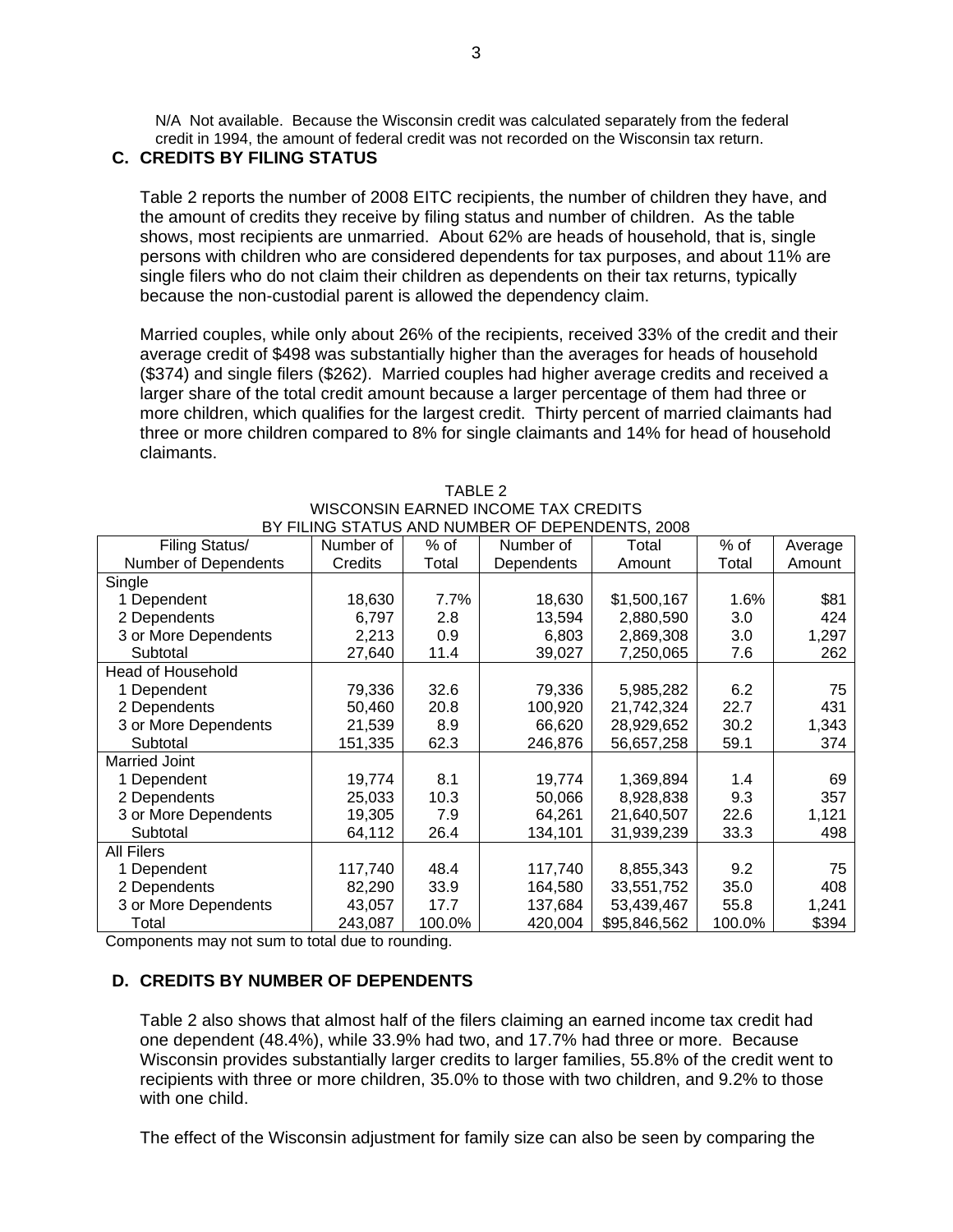N/A Not available. Because the Wisconsin credit was calculated separately from the federal credit in 1994, the amount of federal credit was not recorded on the Wisconsin tax return.

### C. CREDITS BY FILING STATUS

Table 2 reports the number of 2008 EITC recipients, the number of children they have, and the amount of credits they receive by filing status and number of children. As the table shows, most recipients are unmarried. About 62% are heads of household, that is, single persons with children who are considered dependents for tax purposes, and about 11% are single filers who do not claim their children as dependents on their tax returns, typically because the non-custodial parent is allowed the dependency claim.

Married couples, while only about 26% of the recipients, received 33% of the credit and their average credit of $498 was substantially higher than the averages for heads of household ($374) and single filers ($262). Married couples had higher average credits and received a larger share of the total credit amount because a larger percentage of them had three or more children, which qualifies for the largest credit. Thirty percent of married claimants had three or more children compared to 8% for single claimants and 14% for head of household claimants.

TABLE 2
WISCONSIN EARNED INCOME TAX CREDITS
BY FILING STATUS AND NUMBER OF DEPENDENTS, 2008

| Filing Status/ Number of Dependents | Number of Credits | % of Total | Number of Dependents | Total Amount | % of Total | Average Amount |
|---|---|---|---|---|---|---|
| Single | | | | | | |
| 1 Dependent | 18,630 | 7.7% | 18,630 | $1,500,167 | 1.6% | $81 |
| 2 Dependents | 6,797 | 2.8 | 13,594 | 2,880,590 | 3.0 | 424 |
| 3 or More Dependents | 2,213 | 0.9 | 6,803 | 2,869,308 | 3.0 | 1,297 |
| Subtotal | 27,640 | 11.4 | 39,027 | 7,250,065 | 7.6 | 262 |
| Head of Household | | | | | | |
| 1 Dependent | 79,336 | 32.6 | 79,336 | 5,985,282 | 6.2 | 75 |
| 2 Dependents | 50,460 | 20.8 | 100,920 | 21,742,324 | 22.7 | 431 |
| 3 or More Dependents | 21,539 | 8.9 | 66,620 | 28,929,652 | 30.2 | 1,343 |
| Subtotal | 151,335 | 62.3 | 246,876 | 56,657,258 | 59.1 | 374 |
| Married Joint | | | | | | |
| 1 Dependent | 19,774 | 8.1 | 19,774 | 1,369,894 | 1.4 | 69 |
| 2 Dependents | 25,033 | 10.3 | 50,066 | 8,928,838 | 9.3 | 357 |
| 3 or More Dependents | 19,305 | 7.9 | 64,261 | 21,640,507 | 22.6 | 1,121 |
| Subtotal | 64,112 | 26.4 | 134,101 | 31,939,239 | 33.3 | 498 |
| All Filers | | | | | | |
| 1 Dependent | 117,740 | 48.4 | 117,740 | 8,855,343 | 9.2 | 75 |
| 2 Dependents | 82,290 | 33.9 | 164,580 | 33,551,752 | 35.0 | 408 |
| 3 or More Dependents | 43,057 | 17.7 | 137,684 | 53,439,467 | 55.8 | 1,241 |
| Total | 243,087 | 100.0% | 420,004 | $95,846,562 | 100.0% | $394 |

Components may not sum to total due to rounding.

### D. CREDITS BY NUMBER OF DEPENDENTS

Table 2 also shows that almost half of the filers claiming an earned income tax credit had one dependent (48.4%), while 33.9% had two, and 17.7% had three or more. Because Wisconsin provides substantially larger credits to larger families, 55.8% of the credit went to recipients with three or more children, 35.0% to those with two children, and 9.2% to those with one child.

The effect of the Wisconsin adjustment for family size can also be seen by comparing the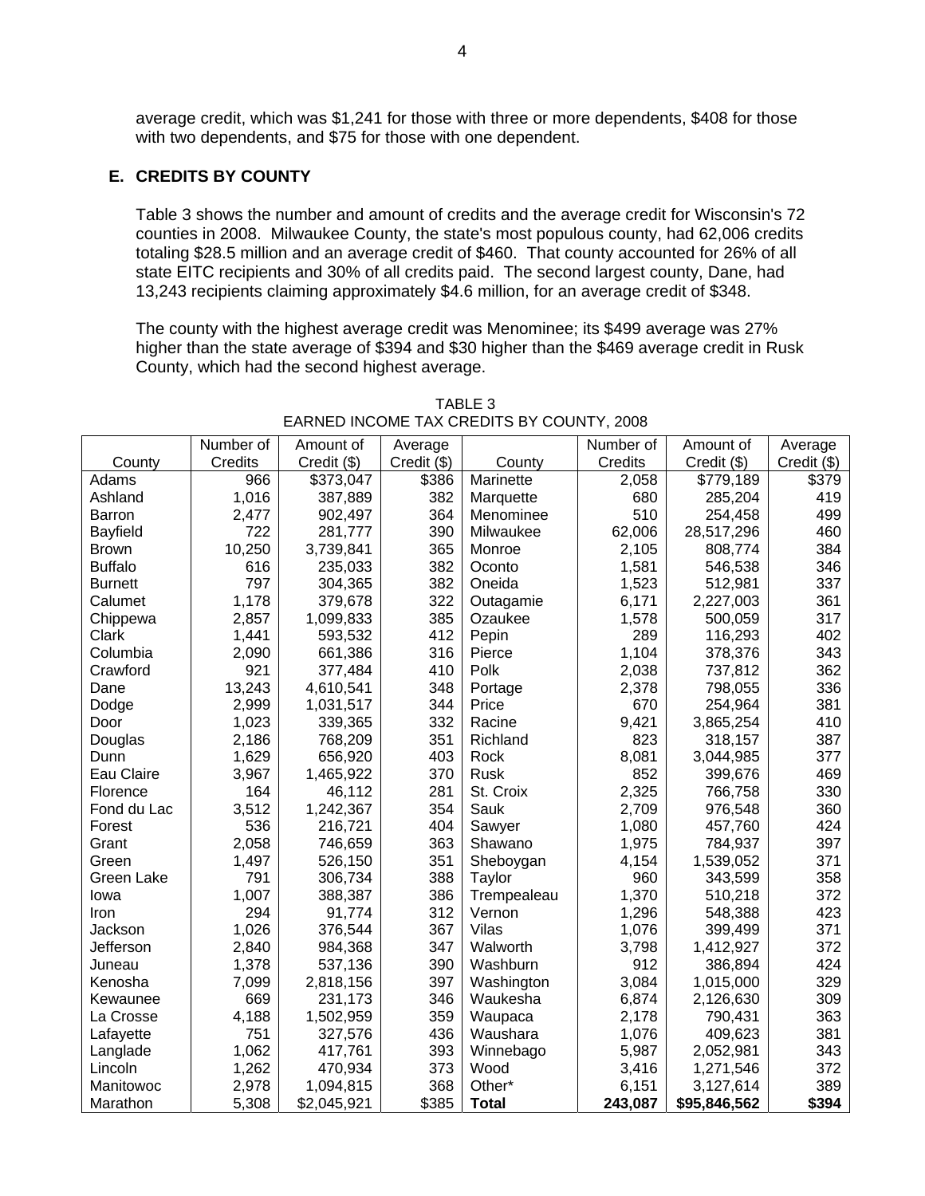average credit, which was $1,241 for those with three or more dependents, $408 for those with two dependents, and $75 for those with one dependent.

## E. CREDITS BY COUNTY

Table 3 shows the number and amount of credits and the average credit for Wisconsin's 72 counties in 2008. Milwaukee County, the state's most populous county, had 62,006 credits totaling $28.5 million and an average credit of $460. That county accounted for 26% of all state EITC recipients and 30% of all credits paid. The second largest county, Dane, had 13,243 recipients claiming approximately $4.6 million, for an average credit of $348.

The county with the highest average credit was Menominee; its $499 average was 27% higher than the state average of $394 and $30 higher than the $469 average credit in Rusk County, which had the second highest average.

TABLE 3
EARNED INCOME TAX CREDITS BY COUNTY, 2008

| County | Number of Credits | Amount of Credit ($) | Average Credit ($) | County | Number of Credits | Amount of Credit ($) | Average Credit ($) |
|---|---|---|---|---|---|---|---|
| Adams | 966 | $373,047 | $386 | Marinette | 2,058 | $779,189 | $379 |
| Ashland | 1,016 | 387,889 | 382 | Marquette | 680 | 285,204 | 419 |
| Barron | 2,477 | 902,497 | 364 | Menominee | 510 | 254,458 | 499 |
| Bayfield | 722 | 281,777 | 390 | Milwaukee | 62,006 | 28,517,296 | 460 |
| Brown | 10,250 | 3,739,841 | 365 | Monroe | 2,105 | 808,774 | 384 |
| Buffalo | 616 | 235,033 | 382 | Oconto | 1,581 | 546,538 | 346 |
| Burnett | 797 | 304,365 | 382 | Oneida | 1,523 | 512,981 | 337 |
| Calumet | 1,178 | 379,678 | 322 | Outagamie | 6,171 | 2,227,003 | 361 |
| Chippewa | 2,857 | 1,099,833 | 385 | Ozaukee | 1,578 | 500,059 | 317 |
| Clark | 1,441 | 593,532 | 412 | Pepin | 289 | 116,293 | 402 |
| Columbia | 2,090 | 661,386 | 316 | Pierce | 1,104 | 378,376 | 343 |
| Crawford | 921 | 377,484 | 410 | Polk | 2,038 | 737,812 | 362 |
| Dane | 13,243 | 4,610,541 | 348 | Portage | 2,378 | 798,055 | 336 |
| Dodge | 2,999 | 1,031,517 | 344 | Price | 670 | 254,964 | 381 |
| Door | 1,023 | 339,365 | 332 | Racine | 9,421 | 3,865,254 | 410 |
| Douglas | 2,186 | 768,209 | 351 | Richland | 823 | 318,157 | 387 |
| Dunn | 1,629 | 656,920 | 403 | Rock | 8,081 | 3,044,985 | 377 |
| Eau Claire | 3,967 | 1,465,922 | 370 | Rusk | 852 | 399,676 | 469 |
| Florence | 164 | 46,112 | 281 | St. Croix | 2,325 | 766,758 | 330 |
| Fond du Lac | 3,512 | 1,242,367 | 354 | Sauk | 2,709 | 976,548 | 360 |
| Forest | 536 | 216,721 | 404 | Sawyer | 1,080 | 457,760 | 424 |
| Grant | 2,058 | 746,659 | 363 | Shawano | 1,975 | 784,937 | 397 |
| Green | 1,497 | 526,150 | 351 | Sheboygan | 4,154 | 1,539,052 | 371 |
| Green Lake | 791 | 306,734 | 388 | Taylor | 960 | 343,599 | 358 |
| Iowa | 1,007 | 388,387 | 386 | Trempealeau | 1,370 | 510,218 | 372 |
| Iron | 294 | 91,774 | 312 | Vernon | 1,296 | 548,388 | 423 |
| Jackson | 1,026 | 376,544 | 367 | Vilas | 1,076 | 399,499 | 371 |
| Jefferson | 2,840 | 984,368 | 347 | Walworth | 3,798 | 1,412,927 | 372 |
| Juneau | 1,378 | 537,136 | 390 | Washburn | 912 | 386,894 | 424 |
| Kenosha | 7,099 | 2,818,156 | 397 | Washington | 3,084 | 1,015,000 | 329 |
| Kewaunee | 669 | 231,173 | 346 | Waukesha | 6,874 | 2,126,630 | 309 |
| La Crosse | 4,188 | 1,502,959 | 359 | Waupaca | 2,178 | 790,431 | 363 |
| Lafayette | 751 | 327,576 | 436 | Waushara | 1,076 | 409,623 | 381 |
| Langlade | 1,062 | 417,761 | 393 | Winnebago | 5,987 | 2,052,981 | 343 |
| Lincoln | 1,262 | 470,934 | 373 | Wood | 3,416 | 1,271,546 | 372 |
| Manitowoc | 2,978 | 1,094,815 | 368 | Other* | 6,151 | 3,127,614 | 389 |
| Marathon | 5,308 | $2,045,921 | $385 | **Total** | **243,087** | **$95,846,562** | **$394** |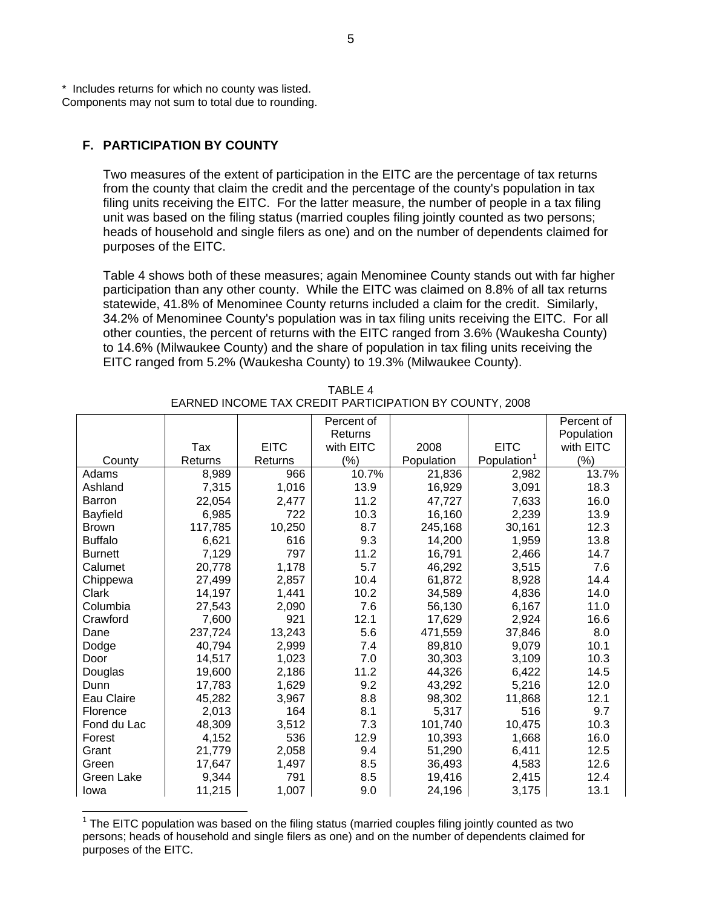\* Includes returns for which no county was listed.
Components may not sum to total due to rounding.

## F. PARTICIPATION BY COUNTY

Two measures of the extent of participation in the EITC are the percentage of tax returns from the county that claim the credit and the percentage of the county's population in tax filing units receiving the EITC. For the latter measure, the number of people in a tax filing unit was based on the filing status (married couples filing jointly counted as two persons; heads of household and single filers as one) and on the number of dependents claimed for purposes of the EITC.

Table 4 shows both of these measures; again Menominee County stands out with far higher participation than any other county. While the EITC was claimed on 8.8% of all tax returns statewide, 41.8% of Menominee County returns included a claim for the credit. Similarly, 34.2% of Menominee County's population was in tax filing units receiving the EITC. For all other counties, the percent of returns with the EITC ranged from 3.6% (Waukesha County) to 14.6% (Milwaukee County) and the share of population in tax filing units receiving the EITC ranged from 5.2% (Waukesha County) to 19.3% (Milwaukee County).

TABLE 4
EARNED INCOME TAX CREDIT PARTICIPATION BY COUNTY, 2008

| County | Tax Returns | EITC Returns | Percent of Returns with EITC (%) | 2008 Population | EITC Population[1] | Percent of Population with EITC (%) |
|---|---|---|---|---|---|---|
| Adams | 8,989 | 966 | 10.7% | 21,836 | 2,982 | 13.7% |
| Ashland | 7,315 | 1,016 | 13.9 | 16,929 | 3,091 | 18.3 |
| Barron | 22,054 | 2,477 | 11.2 | 47,727 | 7,633 | 16.0 |
| Bayfield | 6,985 | 722 | 10.3 | 16,160 | 2,239 | 13.9 |
| Brown | 117,785 | 10,250 | 8.7 | 245,168 | 30,161 | 12.3 |
| Buffalo | 6,621 | 616 | 9.3 | 14,200 | 1,959 | 13.8 |
| Burnett | 7,129 | 797 | 11.2 | 16,791 | 2,466 | 14.7 |
| Calumet | 20,778 | 1,178 | 5.7 | 46,292 | 3,515 | 7.6 |
| Chippewa | 27,499 | 2,857 | 10.4 | 61,872 | 8,928 | 14.4 |
| Clark | 14,197 | 1,441 | 10.2 | 34,589 | 4,836 | 14.0 |
| Columbia | 27,543 | 2,090 | 7.6 | 56,130 | 6,167 | 11.0 |
| Crawford | 7,600 | 921 | 12.1 | 17,629 | 2,924 | 16.6 |
| Dane | 237,724 | 13,243 | 5.6 | 471,559 | 37,846 | 8.0 |
| Dodge | 40,794 | 2,999 | 7.4 | 89,810 | 9,079 | 10.1 |
| Door | 14,517 | 1,023 | 7.0 | 30,303 | 3,109 | 10.3 |
| Douglas | 19,600 | 2,186 | 11.2 | 44,326 | 6,422 | 14.5 |
| Dunn | 17,783 | 1,629 | 9.2 | 43,292 | 5,216 | 12.0 |
| Eau Claire | 45,282 | 3,967 | 8.8 | 98,302 | 11,868 | 12.1 |
| Florence | 2,013 | 164 | 8.1 | 5,317 | 516 | 9.7 |
| Fond du Lac | 48,309 | 3,512 | 7.3 | 101,740 | 10,475 | 10.3 |
| Forest | 4,152 | 536 | 12.9 | 10,393 | 1,668 | 16.0 |
| Grant | 21,779 | 2,058 | 9.4 | 51,290 | 6,411 | 12.5 |
| Green | 17,647 | 1,497 | 8.5 | 36,493 | 4,583 | 12.6 |
| Green Lake | 9,344 | 791 | 8.5 | 19,416 | 2,415 | 12.4 |
| Iowa | 11,215 | 1,007 | 9.0 | 24,196 | 3,175 | 13.1 |

[1] The EITC population was based on the filing status (married couples filing jointly counted as two persons; heads of household and single filers as one) and on the number of dependents claimed for purposes of the EITC.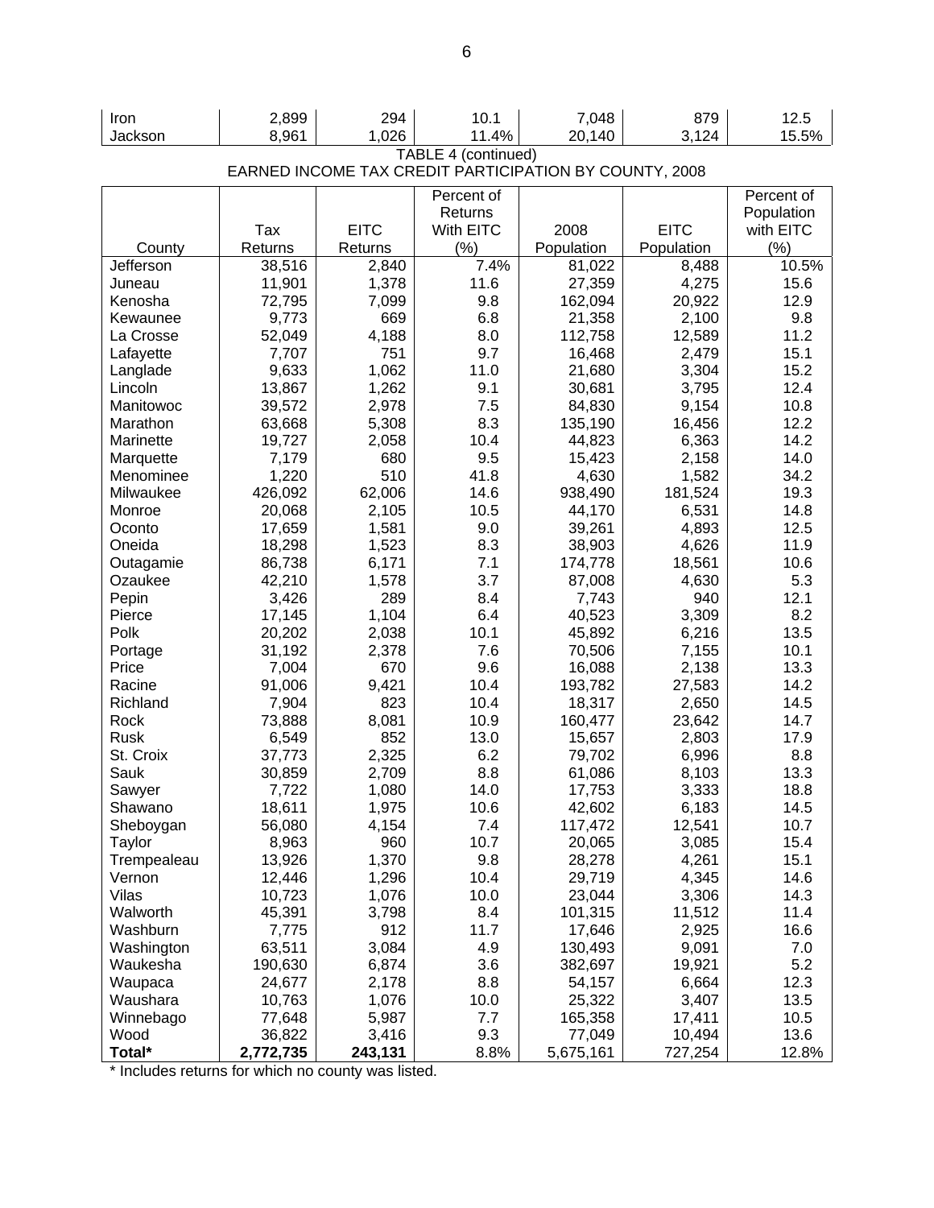| | | | | | | |
|---|---|---|---|---|---|---|
| Iron | 2,899 | 294 | 10.1 | 7,048 | 879 | 12.5 |
| Jackson | 8,961 | 1,026 | 11.4% | 20,140 | 3,124 | 15.5% |

TABLE 4 (continued)
EARNED INCOME TAX CREDIT PARTICIPATION BY COUNTY, 2008

| County | Tax Returns | EITC Returns | Percent of Returns With EITC (%) | 2008 Population | EITC Population | Percent of Population with EITC (%) |
|---|---|---|---|---|---|---|
| Jefferson | 38,516 | 2,840 | 7.4% | 81,022 | 8,488 | 10.5% |
| Juneau | 11,901 | 1,378 | 11.6 | 27,359 | 4,275 | 15.6 |
| Kenosha | 72,795 | 7,099 | 9.8 | 162,094 | 20,922 | 12.9 |
| Kewaunee | 9,773 | 669 | 6.8 | 21,358 | 2,100 | 9.8 |
| La Crosse | 52,049 | 4,188 | 8.0 | 112,758 | 12,589 | 11.2 |
| Lafayette | 7,707 | 751 | 9.7 | 16,468 | 2,479 | 15.1 |
| Langlade | 9,633 | 1,062 | 11.0 | 21,680 | 3,304 | 15.2 |
| Lincoln | 13,867 | 1,262 | 9.1 | 30,681 | 3,795 | 12.4 |
| Manitowoc | 39,572 | 2,978 | 7.5 | 84,830 | 9,154 | 10.8 |
| Marathon | 63,668 | 5,308 | 8.3 | 135,190 | 16,456 | 12.2 |
| Marinette | 19,727 | 2,058 | 10.4 | 44,823 | 6,363 | 14.2 |
| Marquette | 7,179 | 680 | 9.5 | 15,423 | 2,158 | 14.0 |
| Menominee | 1,220 | 510 | 41.8 | 4,630 | 1,582 | 34.2 |
| Milwaukee | 426,092 | 62,006 | 14.6 | 938,490 | 181,524 | 19.3 |
| Monroe | 20,068 | 2,105 | 10.5 | 44,170 | 6,531 | 14.8 |
| Oconto | 17,659 | 1,581 | 9.0 | 39,261 | 4,893 | 12.5 |
| Oneida | 18,298 | 1,523 | 8.3 | 38,903 | 4,626 | 11.9 |
| Outagamie | 86,738 | 6,171 | 7.1 | 174,778 | 18,561 | 10.6 |
| Ozaukee | 42,210 | 1,578 | 3.7 | 87,008 | 4,630 | 5.3 |
| Pepin | 3,426 | 289 | 8.4 | 7,743 | 940 | 12.1 |
| Pierce | 17,145 | 1,104 | 6.4 | 40,523 | 3,309 | 8.2 |
| Polk | 20,202 | 2,038 | 10.1 | 45,892 | 6,216 | 13.5 |
| Portage | 31,192 | 2,378 | 7.6 | 70,506 | 7,155 | 10.1 |
| Price | 7,004 | 670 | 9.6 | 16,088 | 2,138 | 13.3 |
| Racine | 91,006 | 9,421 | 10.4 | 193,782 | 27,583 | 14.2 |
| Richland | 7,904 | 823 | 10.4 | 18,317 | 2,650 | 14.5 |
| Rock | 73,888 | 8,081 | 10.9 | 160,477 | 23,642 | 14.7 |
| Rusk | 6,549 | 852 | 13.0 | 15,657 | 2,803 | 17.9 |
| St. Croix | 37,773 | 2,325 | 6.2 | 79,702 | 6,996 | 8.8 |
| Sauk | 30,859 | 2,709 | 8.8 | 61,086 | 8,103 | 13.3 |
| Sawyer | 7,722 | 1,080 | 14.0 | 17,753 | 3,333 | 18.8 |
| Shawano | 18,611 | 1,975 | 10.6 | 42,602 | 6,183 | 14.5 |
| Sheboygan | 56,080 | 4,154 | 7.4 | 117,472 | 12,541 | 10.7 |
| Taylor | 8,963 | 960 | 10.7 | 20,065 | 3,085 | 15.4 |
| Trempealeau | 13,926 | 1,370 | 9.8 | 28,278 | 4,261 | 15.1 |
| Vernon | 12,446 | 1,296 | 10.4 | 29,719 | 4,345 | 14.6 |
| Vilas | 10,723 | 1,076 | 10.0 | 23,044 | 3,306 | 14.3 |
| Walworth | 45,391 | 3,798 | 8.4 | 101,315 | 11,512 | 11.4 |
| Washburn | 7,775 | 912 | 11.7 | 17,646 | 2,925 | 16.6 |
| Washington | 63,511 | 3,084 | 4.9 | 130,493 | 9,091 | 7.0 |
| Waukesha | 190,630 | 6,874 | 3.6 | 382,697 | 19,921 | 5.2 |
| Waupaca | 24,677 | 2,178 | 8.8 | 54,157 | 6,664 | 12.3 |
| Waushara | 10,763 | 1,076 | 10.0 | 25,322 | 3,407 | 13.5 |
| Winnebago | 77,648 | 5,987 | 7.7 | 165,358 | 17,411 | 10.5 |
| Wood | 36,822 | 3,416 | 9.3 | 77,049 | 10,494 | 13.6 |
| **Total*** | **2,772,735** | **243,131** | 8.8% | 5,675,161 | 727,254 | 12.8% |

* Includes returns for which no county was listed.